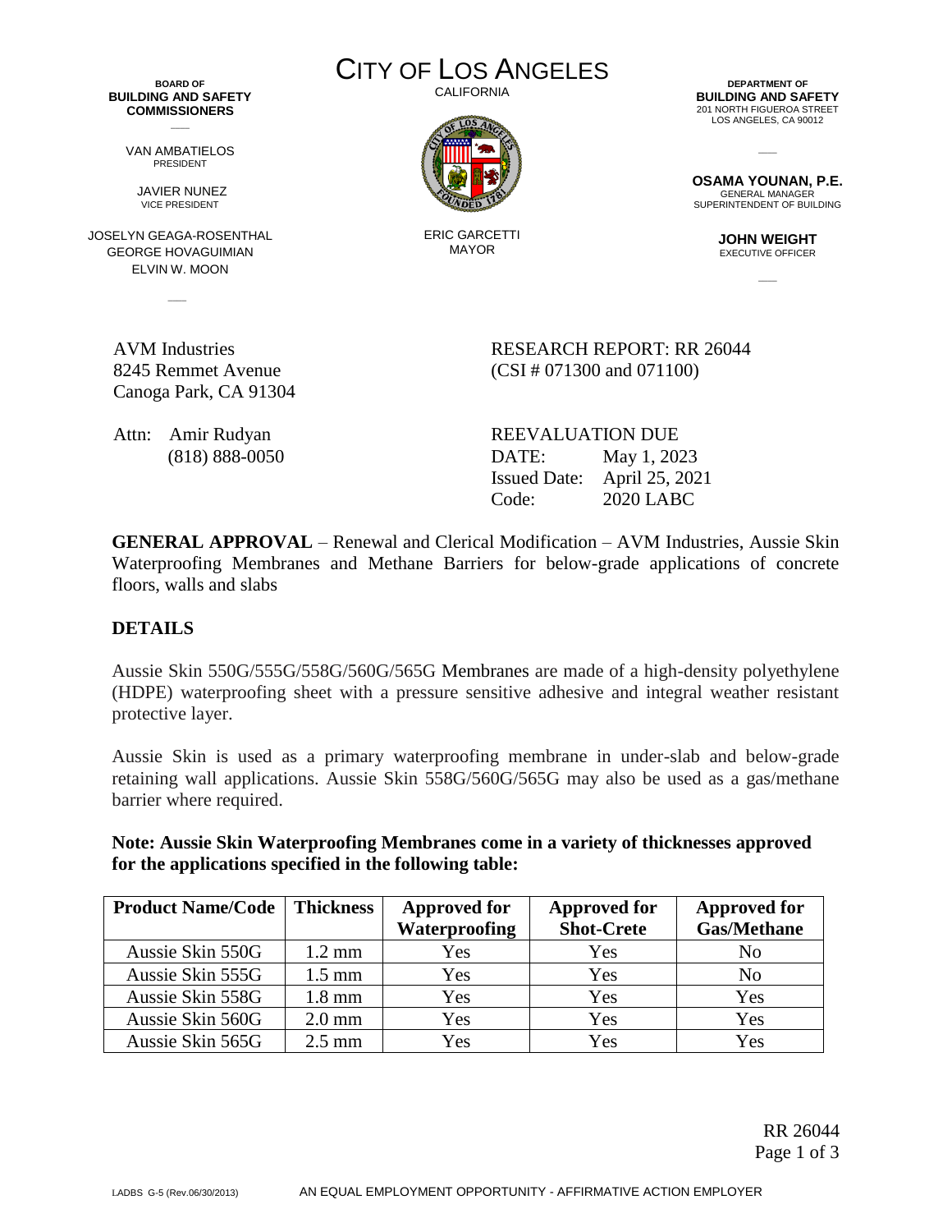**BOARD OF BUILDING AND SAFETY COMMISSIONERS**

VAN AMBATIELOS
PRESIDENT

JAVIER NUNEZ
VICE PRESIDENT

JOSELYN GEAGA-ROSENTHAL
GEORGE HOVAGUIMIAN
ELVIN W. MOON

# CITY OF LOS ANGELES

CALIFORNIA

ERIC GARCETTI
MAYOR

**DEPARTMENT OF BUILDING AND SAFETY**
201 NORTH FIGUEROA STREET
LOS ANGELES, CA 90012

**OSAMA YOUNAN, P.E.**
GENERAL MANAGER
SUPERINTENDENT OF BUILDING

**JOHN WEIGHT**
EXECUTIVE OFFICER

AVM Industries
8245 Remmet Avenue
Canoga Park, CA 91304

Attn: Amir Rudyan
(818) 888-0050

RESEARCH REPORT: RR 26044
(CSI # 071300 and 071100)

REEVALUATION DUE
DATE: May 1, 2023
Issued Date: April 25, 2021
Code: 2020 LABC

**GENERAL APPROVAL** – Renewal and Clerical Modification – AVM Industries, Aussie Skin Waterproofing Membranes and Methane Barriers for below-grade applications of concrete floors, walls and slabs

## DETAILS

Aussie Skin 550G/555G/558G/560G/565G Membranes are made of a high-density polyethylene (HDPE) waterproofing sheet with a pressure sensitive adhesive and integral weather resistant protective layer.

Aussie Skin is used as a primary waterproofing membrane in under-slab and below-grade retaining wall applications. Aussie Skin 558G/560G/565G may also be used as a gas/methane barrier where required.

**Note: Aussie Skin Waterproofing Membranes come in a variety of thicknesses approved for the applications specified in the following table:**

| Product Name/Code | Thickness | Approved for Waterproofing | Approved for Shot-Crete | Approved for Gas/Methane |
|---|---|---|---|---|
| Aussie Skin 550G | 1.2 mm | Yes | Yes | No |
| Aussie Skin 555G | 1.5 mm | Yes | Yes | No |
| Aussie Skin 558G | 1.8 mm | Yes | Yes | Yes |
| Aussie Skin 560G | 2.0 mm | Yes | Yes | Yes |
| Aussie Skin 565G | 2.5 mm | Yes | Yes | Yes |

LADBS G-5 (Rev.06/30/2013) AN EQUAL EMPLOYMENT OPPORTUNITY - AFFIRMATIVE ACTION EMPLOYER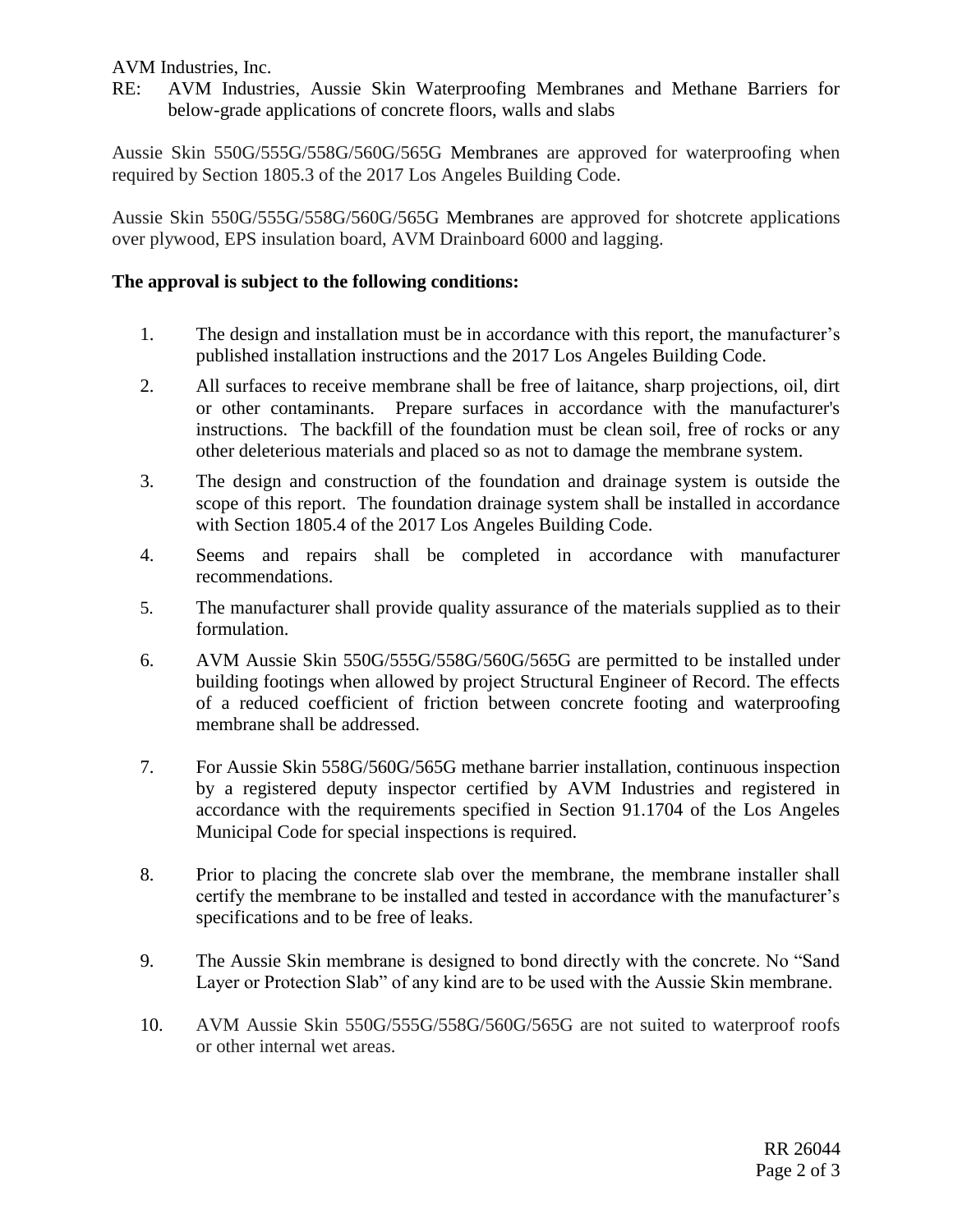AVM Industries, Inc.

RE: AVM Industries, Aussie Skin Waterproofing Membranes and Methane Barriers for below-grade applications of concrete floors, walls and slabs

Aussie Skin 550G/555G/558G/560G/565G Membranes are approved for waterproofing when required by Section 1805.3 of the 2017 Los Angeles Building Code.

Aussie Skin 550G/555G/558G/560G/565G Membranes are approved for shotcrete applications over plywood, EPS insulation board, AVM Drainboard 6000 and lagging.

**The approval is subject to the following conditions:**

1. The design and installation must be in accordance with this report, the manufacturer's published installation instructions and the 2017 Los Angeles Building Code.

2. All surfaces to receive membrane shall be free of laitance, sharp projections, oil, dirt or other contaminants. Prepare surfaces in accordance with the manufacturer's instructions. The backfill of the foundation must be clean soil, free of rocks or any other deleterious materials and placed so as not to damage the membrane system.

3. The design and construction of the foundation and drainage system is outside the scope of this report. The foundation drainage system shall be installed in accordance with Section 1805.4 of the 2017 Los Angeles Building Code.

4. Seems and repairs shall be completed in accordance with manufacturer recommendations.

5. The manufacturer shall provide quality assurance of the materials supplied as to their formulation.

6. AVM Aussie Skin 550G/555G/558G/560G/565G are permitted to be installed under building footings when allowed by project Structural Engineer of Record. The effects of a reduced coefficient of friction between concrete footing and waterproofing membrane shall be addressed.

7. For Aussie Skin 558G/560G/565G methane barrier installation, continuous inspection by a registered deputy inspector certified by AVM Industries and registered in accordance with the requirements specified in Section 91.1704 of the Los Angeles Municipal Code for special inspections is required.

8. Prior to placing the concrete slab over the membrane, the membrane installer shall certify the membrane to be installed and tested in accordance with the manufacturer's specifications and to be free of leaks.

9. The Aussie Skin membrane is designed to bond directly with the concrete. No "Sand Layer or Protection Slab" of any kind are to be used with the Aussie Skin membrane.

10. AVM Aussie Skin 550G/555G/558G/560G/565G are not suited to waterproof roofs or other internal wet areas.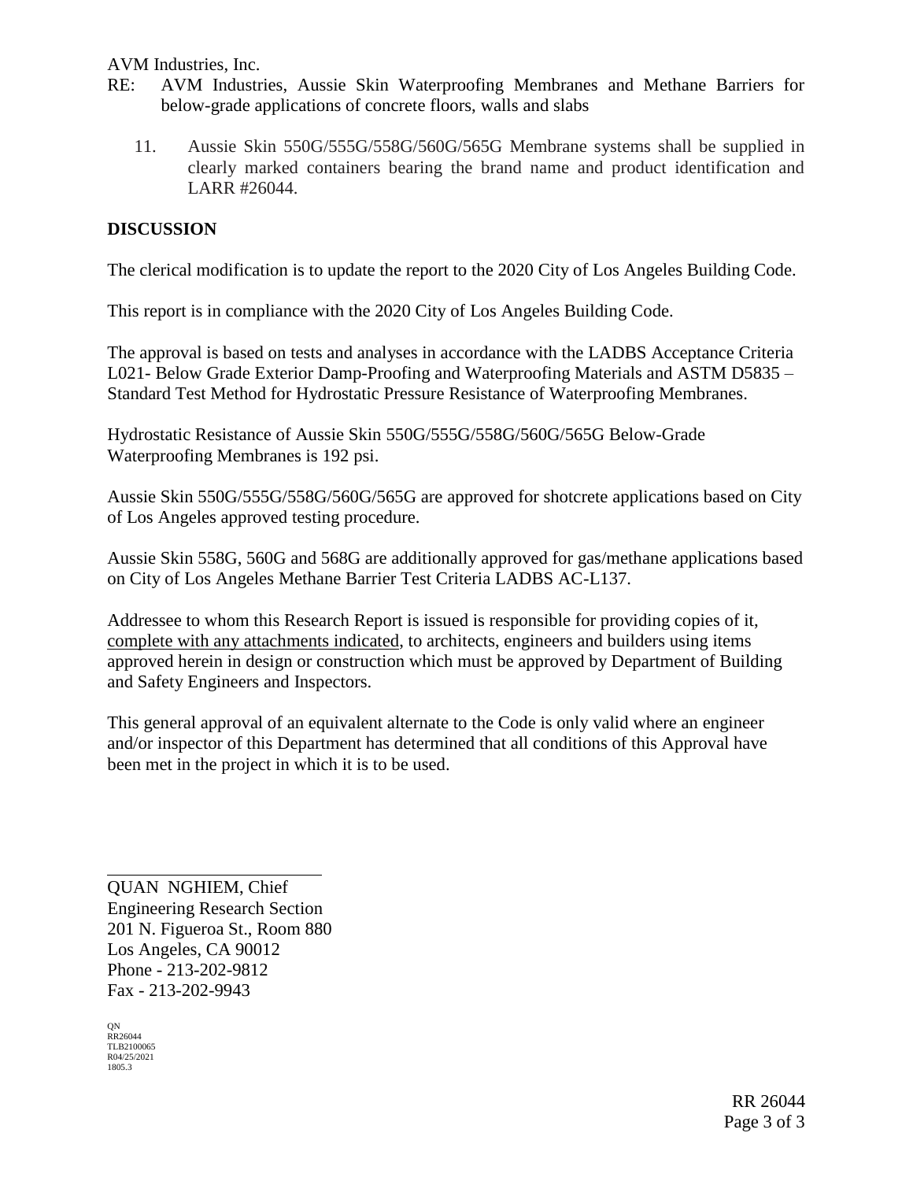AVM Industries, Inc.

RE: AVM Industries, Aussie Skin Waterproofing Membranes and Methane Barriers for below-grade applications of concrete floors, walls and slabs

11. Aussie Skin 550G/555G/558G/560G/565G Membrane systems shall be supplied in clearly marked containers bearing the brand name and product identification and LARR #26044.

**DISCUSSION**

The clerical modification is to update the report to the 2020 City of Los Angeles Building Code.

This report is in compliance with the 2020 City of Los Angeles Building Code.

The approval is based on tests and analyses in accordance with the LADBS Acceptance Criteria L021- Below Grade Exterior Damp-Proofing and Waterproofing Materials and ASTM D5835 – Standard Test Method for Hydrostatic Pressure Resistance of Waterproofing Membranes.

Hydrostatic Resistance of Aussie Skin 550G/555G/558G/560G/565G Below-Grade Waterproofing Membranes is 192 psi.

Aussie Skin 550G/555G/558G/560G/565G are approved for shotcrete applications based on City of Los Angeles approved testing procedure.

Aussie Skin 558G, 560G and 568G are additionally approved for gas/methane applications based on City of Los Angeles Methane Barrier Test Criteria LADBS AC-L137.

Addressee to whom this Research Report is issued is responsible for providing copies of it, complete with any attachments indicated, to architects, engineers and builders using items approved herein in design or construction which must be approved by Department of Building and Safety Engineers and Inspectors.

This general approval of an equivalent alternate to the Code is only valid where an engineer and/or inspector of this Department has determined that all conditions of this Approval have been met in the project in which it is to be used.

QUAN NGHIEM, Chief
Engineering Research Section
201 N. Figueroa St., Room 880
Los Angeles, CA 90012
Phone - 213-202-9812
Fax - 213-202-9943

QN
RR26044
TLB2100065
R04/25/2021
1805.3